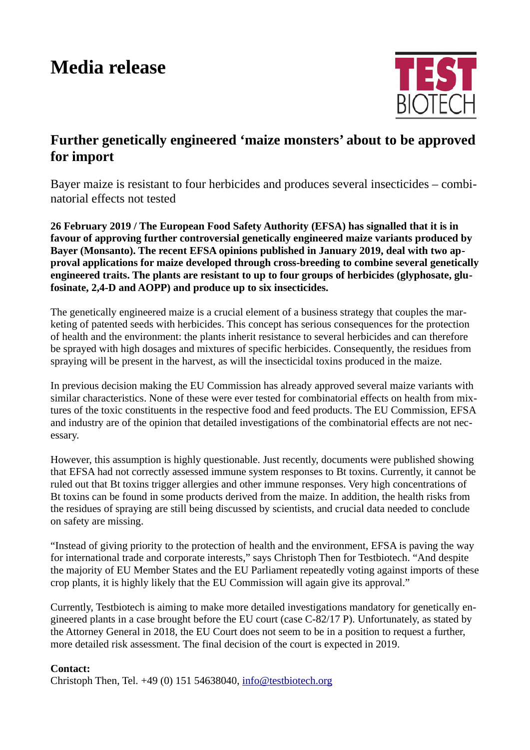# Media release

TEST BIOTECH

## Further genetically engineered 'maize monsters' about to be approved for import

Bayer maize is resistant to four herbicides and produces several insecticides – combinatorial effects not tested

**26 February 2019 / The European Food Safety Authority (EFSA) has signalled that it is in favour of approving further controversial genetically engineered maize variants produced by Bayer (Monsanto). The recent EFSA opinions published in January 2019, deal with two approval applications for maize developed through cross-breeding to combine several genetically engineered traits. The plants are resistant to up to four groups of herbicides (glyphosate, glufosinate, 2,4-D and AOPP) and produce up to six insecticides.**

The genetically engineered maize is a crucial element of a business strategy that couples the marketing of patented seeds with herbicides. This concept has serious consequences for the protection of health and the environment: the plants inherit resistance to several herbicides and can therefore be sprayed with high dosages and mixtures of specific herbicides. Consequently, the residues from spraying will be present in the harvest, as will the insecticidal toxins produced in the maize.

In previous decision making the EU Commission has already approved several maize variants with similar characteristics. None of these were ever tested for combinatorial effects on health from mixtures of the toxic constituents in the respective food and feed products. The EU Commission, EFSA and industry are of the opinion that detailed investigations of the combinatorial effects are not necessary.

However, this assumption is highly questionable. Just recently, documents were published showing that EFSA had not correctly assessed immune system responses to Bt toxins. Currently, it cannot be ruled out that Bt toxins trigger allergies and other immune responses. Very high concentrations of Bt toxins can be found in some products derived from the maize. In addition, the health risks from the residues of spraying are still being discussed by scientists, and crucial data needed to conclude on safety are missing.

"Instead of giving priority to the protection of health and the environment, EFSA is paving the way for international trade and corporate interests," says Christoph Then for Testbiotech. "And despite the majority of EU Member States and the EU Parliament repeatedly voting against imports of these crop plants, it is highly likely that the EU Commission will again give its approval."

Currently, Testbiotech is aiming to make more detailed investigations mandatory for genetically engineered plants in a case brought before the EU court (case C-82/17 P). Unfortunately, as stated by the Attorney General in 2018, the EU Court does not seem to be in a position to request a further, more detailed risk assessment. The final decision of the court is expected in 2019.

**Contact:**
Christoph Then, Tel. +49 (0) 151 54638040, info@testbiotech.org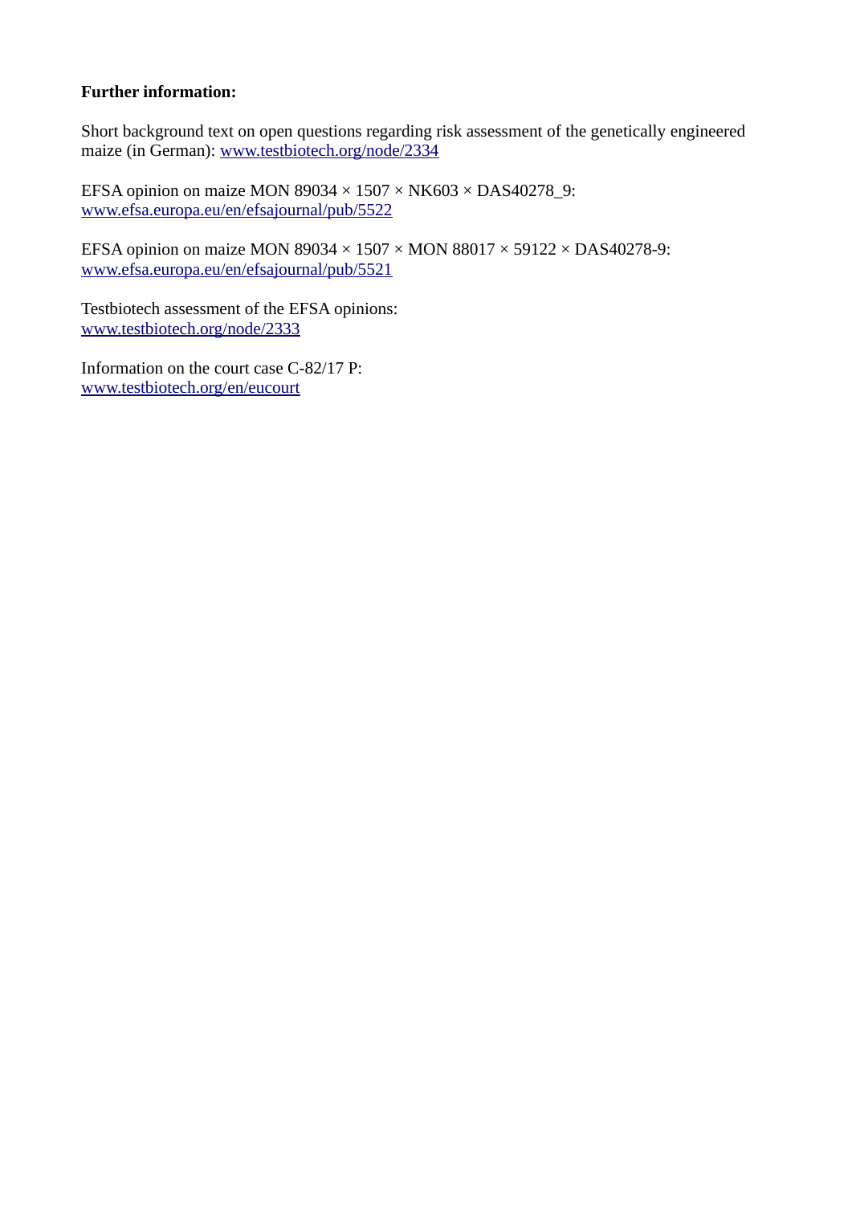**Further information:**

Short background text on open questions regarding risk assessment of the genetically engineered maize (in German): www.testbiotech.org/node/2334

EFSA opinion on maize MON 89034 × 1507 × NK603 × DAS40278_9:
www.efsa.europa.eu/en/efsajournal/pub/5522

EFSA opinion on maize MON 89034 × 1507 × MON 88017 × 59122 × DAS40278-9:
www.efsa.europa.eu/en/efsajournal/pub/5521

Testbiotech assessment of the EFSA opinions:
www.testbiotech.org/node/2333

Information on the court case C-82/17 P:
www.testbiotech.org/en/eucourt